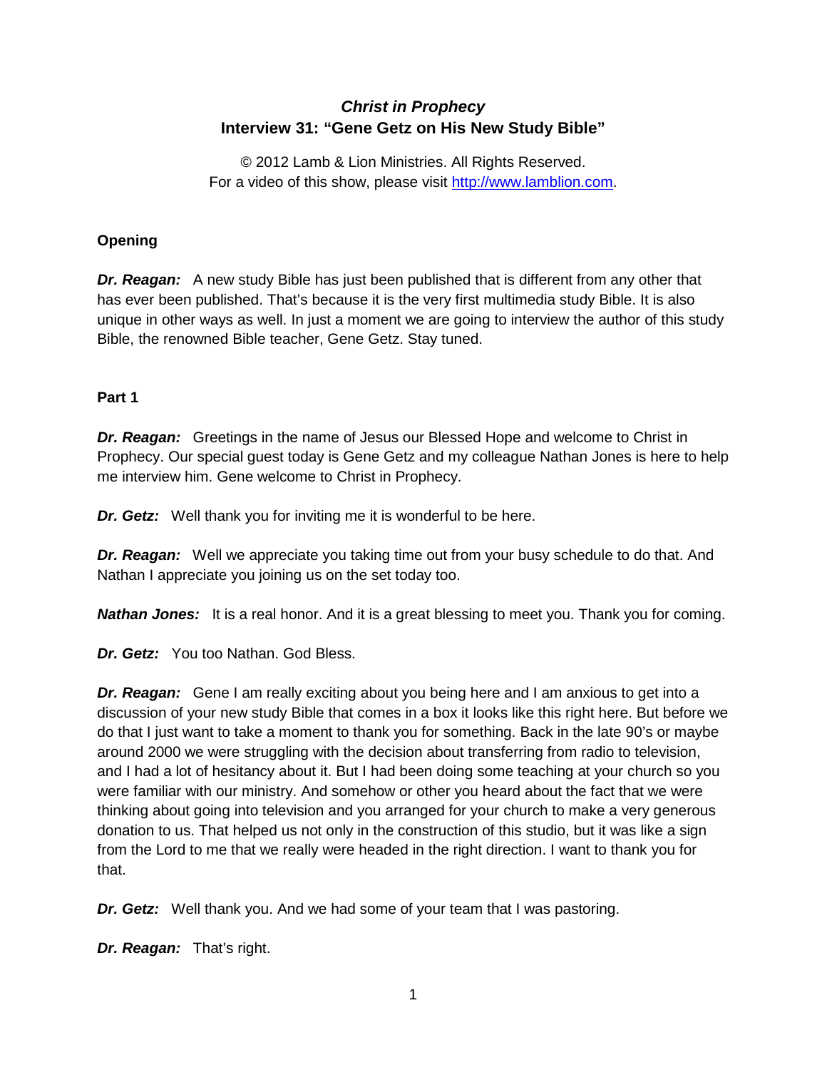# ***Christ in Prophecy***
# **Interview 31: "Gene Getz on His New Study Bible"**

© 2012 Lamb & Lion Ministries. All Rights Reserved.
For a video of this show, please visit http://www.lamblion.com.

**Opening**

***Dr. Reagan:*** A new study Bible has just been published that is different from any other that has ever been published. That's because it is the very first multimedia study Bible. It is also unique in other ways as well. In just a moment we are going to interview the author of this study Bible, the renowned Bible teacher, Gene Getz. Stay tuned.

**Part 1**

***Dr. Reagan:*** Greetings in the name of Jesus our Blessed Hope and welcome to Christ in Prophecy. Our special guest today is Gene Getz and my colleague Nathan Jones is here to help me interview him. Gene welcome to Christ in Prophecy.

***Dr. Getz:*** Well thank you for inviting me it is wonderful to be here.

***Dr. Reagan:*** Well we appreciate you taking time out from your busy schedule to do that. And Nathan I appreciate you joining us on the set today too.

***Nathan Jones:*** It is a real honor. And it is a great blessing to meet you. Thank you for coming.

***Dr. Getz:*** You too Nathan. God Bless.

***Dr. Reagan:*** Gene I am really exciting about you being here and I am anxious to get into a discussion of your new study Bible that comes in a box it looks like this right here. But before we do that I just want to take a moment to thank you for something. Back in the late 90's or maybe around 2000 we were struggling with the decision about transferring from radio to television, and I had a lot of hesitancy about it. But I had been doing some teaching at your church so you were familiar with our ministry. And somehow or other you heard about the fact that we were thinking about going into television and you arranged for your church to make a very generous donation to us. That helped us not only in the construction of this studio, but it was like a sign from the Lord to me that we really were headed in the right direction. I want to thank you for that.

***Dr. Getz:*** Well thank you. And we had some of your team that I was pastoring.

***Dr. Reagan:*** That's right.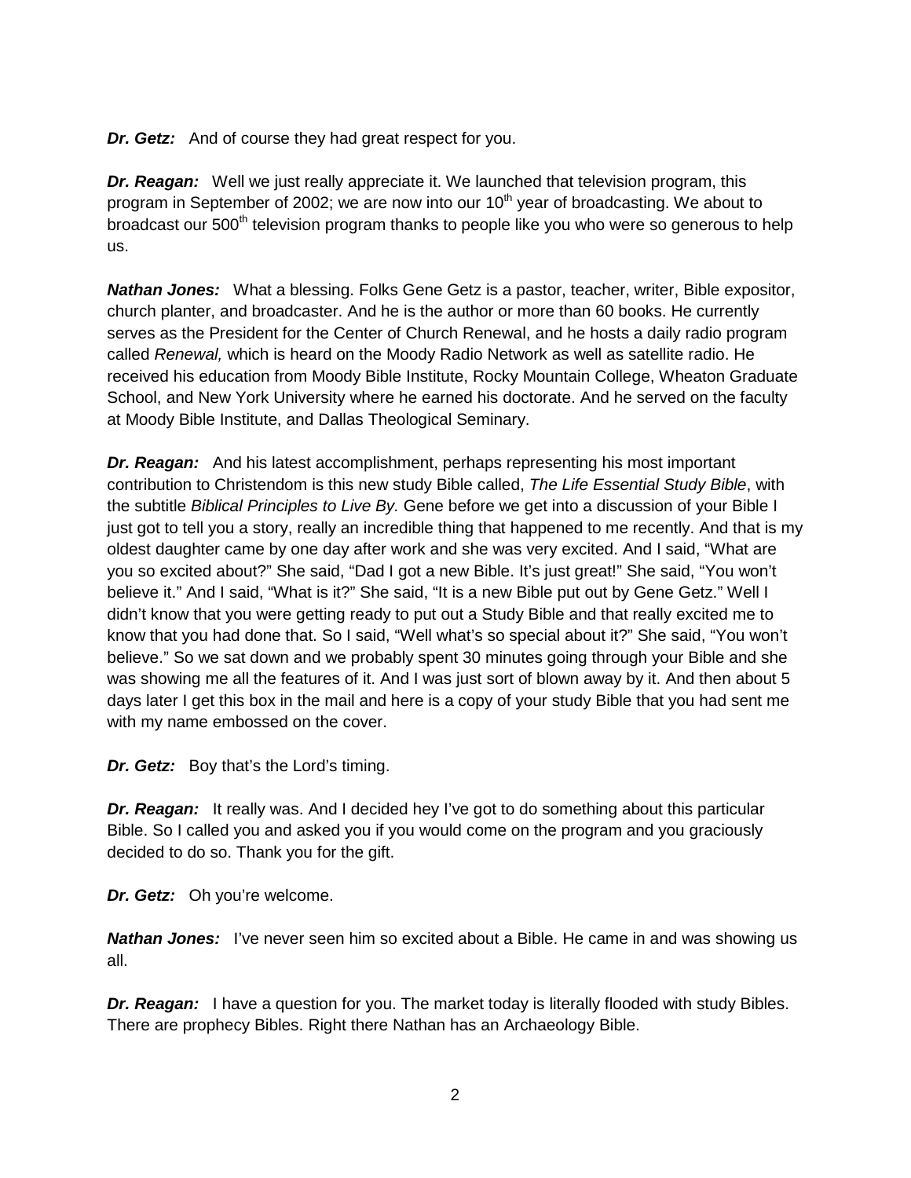***Dr. Getz:*** And of course they had great respect for you.

***Dr. Reagan:*** Well we just really appreciate it. We launched that television program, this program in September of 2002; we are now into our 10th year of broadcasting. We about to broadcast our 500th television program thanks to people like you who were so generous to help us.

***Nathan Jones:*** What a blessing. Folks Gene Getz is a pastor, teacher, writer, Bible expositor, church planter, and broadcaster. And he is the author or more than 60 books. He currently serves as the President for the Center of Church Renewal, and he hosts a daily radio program called *Renewal,* which is heard on the Moody Radio Network as well as satellite radio. He received his education from Moody Bible Institute, Rocky Mountain College, Wheaton Graduate School, and New York University where he earned his doctorate. And he served on the faculty at Moody Bible Institute, and Dallas Theological Seminary.

***Dr. Reagan:*** And his latest accomplishment, perhaps representing his most important contribution to Christendom is this new study Bible called, *The Life Essential Study Bible*, with the subtitle *Biblical Principles to Live By.* Gene before we get into a discussion of your Bible I just got to tell you a story, really an incredible thing that happened to me recently. And that is my oldest daughter came by one day after work and she was very excited. And I said, "What are you so excited about?" She said, "Dad I got a new Bible. It's just great!" She said, "You won't believe it." And I said, "What is it?" She said, "It is a new Bible put out by Gene Getz." Well I didn't know that you were getting ready to put out a Study Bible and that really excited me to know that you had done that. So I said, "Well what's so special about it?" She said, "You won't believe." So we sat down and we probably spent 30 minutes going through your Bible and she was showing me all the features of it. And I was just sort of blown away by it. And then about 5 days later I get this box in the mail and here is a copy of your study Bible that you had sent me with my name embossed on the cover.

***Dr. Getz:*** Boy that's the Lord's timing.

***Dr. Reagan:*** It really was. And I decided hey I've got to do something about this particular Bible. So I called you and asked you if you would come on the program and you graciously decided to do so. Thank you for the gift.

***Dr. Getz:*** Oh you're welcome.

***Nathan Jones:*** I've never seen him so excited about a Bible. He came in and was showing us all.

***Dr. Reagan:*** I have a question for you. The market today is literally flooded with study Bibles. There are prophecy Bibles. Right there Nathan has an Archaeology Bible.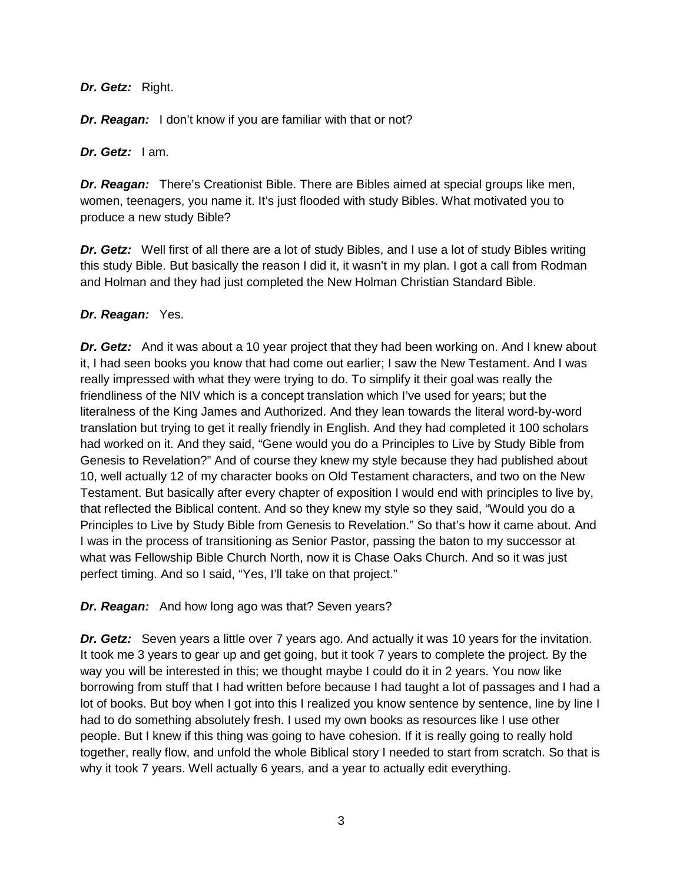***Dr. Getz:*** Right.

***Dr. Reagan:*** I don't know if you are familiar with that or not?

***Dr. Getz:*** I am.

***Dr. Reagan:*** There's Creationist Bible. There are Bibles aimed at special groups like men, women, teenagers, you name it. It's just flooded with study Bibles. What motivated you to produce a new study Bible?

***Dr. Getz:*** Well first of all there are a lot of study Bibles, and I use a lot of study Bibles writing this study Bible. But basically the reason I did it, it wasn't in my plan. I got a call from Rodman and Holman and they had just completed the New Holman Christian Standard Bible.

***Dr. Reagan:*** Yes.

***Dr. Getz:*** And it was about a 10 year project that they had been working on. And I knew about it, I had seen books you know that had come out earlier; I saw the New Testament. And I was really impressed with what they were trying to do. To simplify it their goal was really the friendliness of the NIV which is a concept translation which I've used for years; but the literalness of the King James and Authorized. And they lean towards the literal word-by-word translation but trying to get it really friendly in English. And they had completed it 100 scholars had worked on it. And they said, "Gene would you do a Principles to Live by Study Bible from Genesis to Revelation?" And of course they knew my style because they had published about 10, well actually 12 of my character books on Old Testament characters, and two on the New Testament. But basically after every chapter of exposition I would end with principles to live by, that reflected the Biblical content. And so they knew my style so they said, "Would you do a Principles to Live by Study Bible from Genesis to Revelation." So that's how it came about. And I was in the process of transitioning as Senior Pastor, passing the baton to my successor at what was Fellowship Bible Church North, now it is Chase Oaks Church. And so it was just perfect timing. And so I said, "Yes, I'll take on that project."

***Dr. Reagan:*** And how long ago was that? Seven years?

***Dr. Getz:*** Seven years a little over 7 years ago. And actually it was 10 years for the invitation. It took me 3 years to gear up and get going, but it took 7 years to complete the project. By the way you will be interested in this; we thought maybe I could do it in 2 years. You now like borrowing from stuff that I had written before because I had taught a lot of passages and I had a lot of books. But boy when I got into this I realized you know sentence by sentence, line by line I had to do something absolutely fresh. I used my own books as resources like I use other people. But I knew if this thing was going to have cohesion. If it is really going to really hold together, really flow, and unfold the whole Biblical story I needed to start from scratch. So that is why it took 7 years. Well actually 6 years, and a year to actually edit everything.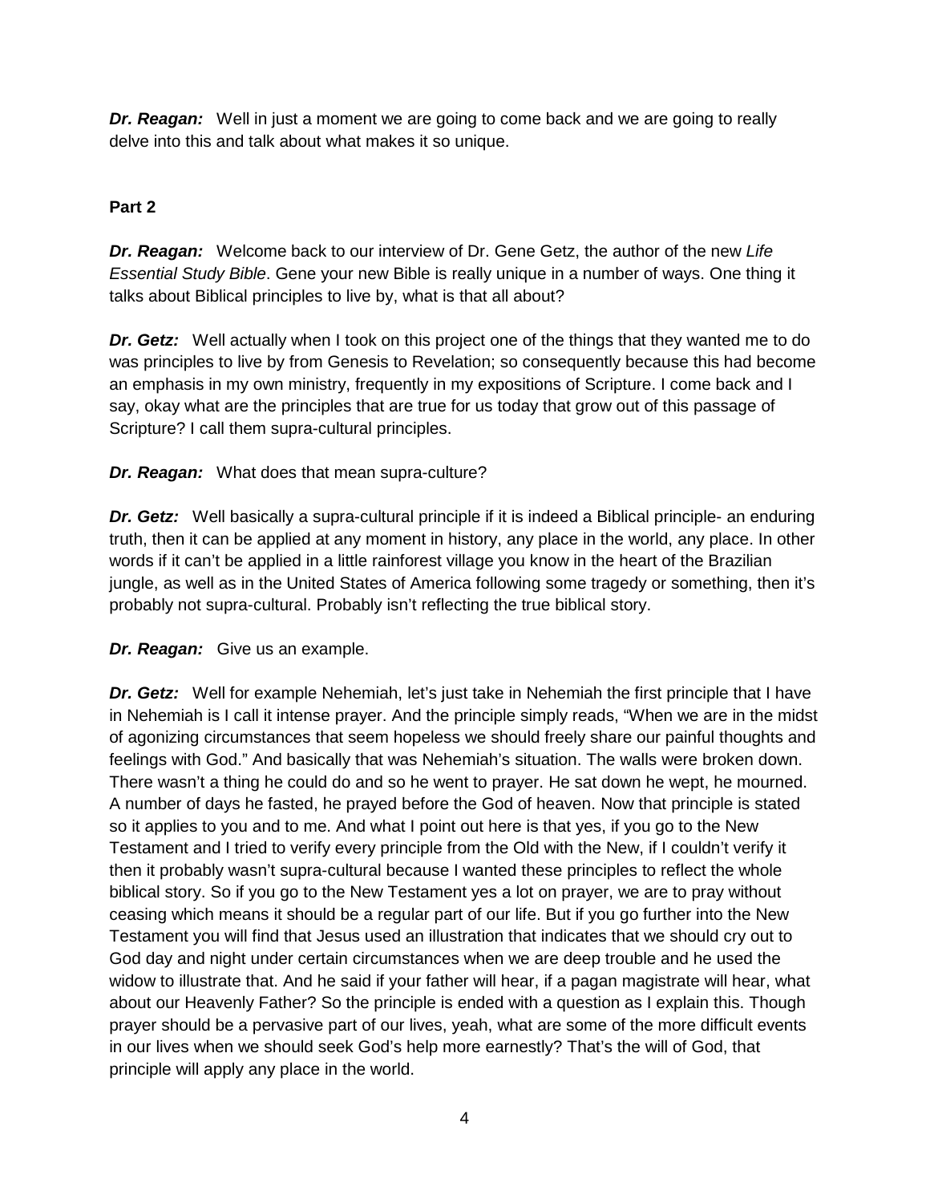***Dr. Reagan:*** Well in just a moment we are going to come back and we are going to really delve into this and talk about what makes it so unique.

**Part 2**

***Dr. Reagan:*** Welcome back to our interview of Dr. Gene Getz, the author of the new *Life Essential Study Bible*. Gene your new Bible is really unique in a number of ways. One thing it talks about Biblical principles to live by, what is that all about?

***Dr. Getz:*** Well actually when I took on this project one of the things that they wanted me to do was principles to live by from Genesis to Revelation; so consequently because this had become an emphasis in my own ministry, frequently in my expositions of Scripture. I come back and I say, okay what are the principles that are true for us today that grow out of this passage of Scripture? I call them supra-cultural principles.

***Dr. Reagan:*** What does that mean supra-culture?

***Dr. Getz:*** Well basically a supra-cultural principle if it is indeed a Biblical principle- an enduring truth, then it can be applied at any moment in history, any place in the world, any place. In other words if it can't be applied in a little rainforest village you know in the heart of the Brazilian jungle, as well as in the United States of America following some tragedy or something, then it's probably not supra-cultural. Probably isn't reflecting the true biblical story.

***Dr. Reagan:*** Give us an example.

***Dr. Getz:*** Well for example Nehemiah, let's just take in Nehemiah the first principle that I have in Nehemiah is I call it intense prayer. And the principle simply reads, "When we are in the midst of agonizing circumstances that seem hopeless we should freely share our painful thoughts and feelings with God." And basically that was Nehemiah's situation. The walls were broken down. There wasn't a thing he could do and so he went to prayer. He sat down he wept, he mourned. A number of days he fasted, he prayed before the God of heaven. Now that principle is stated so it applies to you and to me. And what I point out here is that yes, if you go to the New Testament and I tried to verify every principle from the Old with the New, if I couldn't verify it then it probably wasn't supra-cultural because I wanted these principles to reflect the whole biblical story. So if you go to the New Testament yes a lot on prayer, we are to pray without ceasing which means it should be a regular part of our life. But if you go further into the New Testament you will find that Jesus used an illustration that indicates that we should cry out to God day and night under certain circumstances when we are deep trouble and he used the widow to illustrate that. And he said if your father will hear, if a pagan magistrate will hear, what about our Heavenly Father? So the principle is ended with a question as I explain this. Though prayer should be a pervasive part of our lives, yeah, what are some of the more difficult events in our lives when we should seek God's help more earnestly? That's the will of God, that principle will apply any place in the world.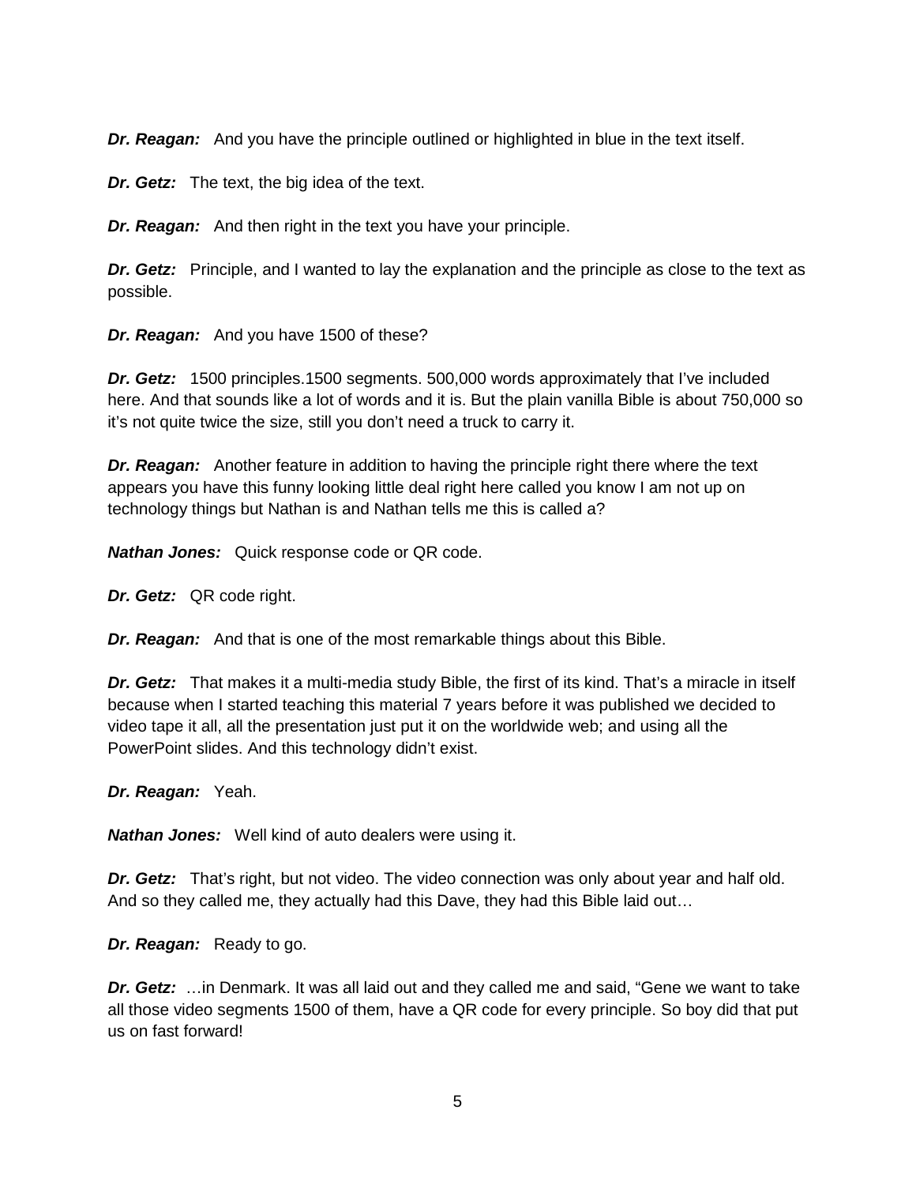***Dr. Reagan:*** And you have the principle outlined or highlighted in blue in the text itself.

***Dr. Getz:*** The text, the big idea of the text.

***Dr. Reagan:*** And then right in the text you have your principle.

***Dr. Getz:*** Principle, and I wanted to lay the explanation and the principle as close to the text as possible.

***Dr. Reagan:*** And you have 1500 of these?

***Dr. Getz:*** 1500 principles.1500 segments. 500,000 words approximately that I've included here. And that sounds like a lot of words and it is. But the plain vanilla Bible is about 750,000 so it's not quite twice the size, still you don't need a truck to carry it.

***Dr. Reagan:*** Another feature in addition to having the principle right there where the text appears you have this funny looking little deal right here called you know I am not up on technology things but Nathan is and Nathan tells me this is called a?

***Nathan Jones:*** Quick response code or QR code.

***Dr. Getz:*** QR code right.

***Dr. Reagan:*** And that is one of the most remarkable things about this Bible.

***Dr. Getz:*** That makes it a multi-media study Bible, the first of its kind. That's a miracle in itself because when I started teaching this material 7 years before it was published we decided to video tape it all, all the presentation just put it on the worldwide web; and using all the PowerPoint slides. And this technology didn't exist.

***Dr. Reagan:*** Yeah.

***Nathan Jones:*** Well kind of auto dealers were using it.

***Dr. Getz:*** That's right, but not video. The video connection was only about year and half old. And so they called me, they actually had this Dave, they had this Bible laid out…

***Dr. Reagan:*** Ready to go.

***Dr. Getz:*** …in Denmark. It was all laid out and they called me and said, "Gene we want to take all those video segments 1500 of them, have a QR code for every principle. So boy did that put us on fast forward!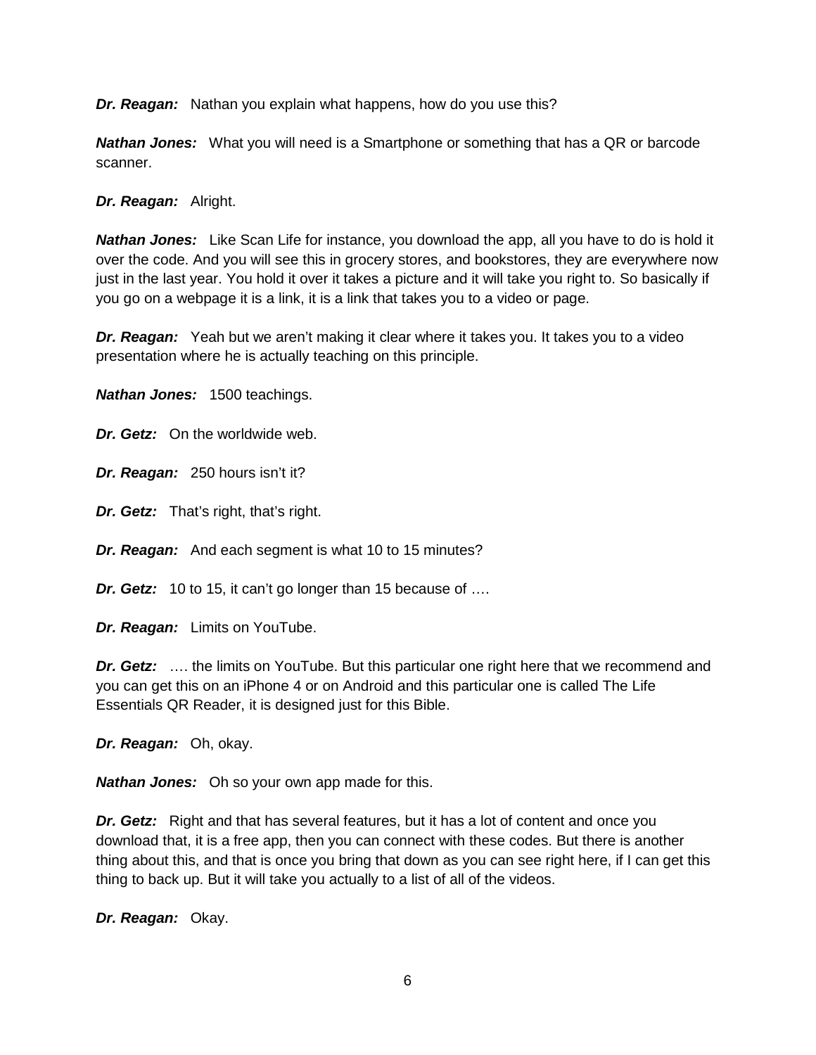***Dr. Reagan:*** Nathan you explain what happens, how do you use this?

***Nathan Jones:*** What you will need is a Smartphone or something that has a QR or barcode scanner.

***Dr. Reagan:*** Alright.

***Nathan Jones:*** Like Scan Life for instance, you download the app, all you have to do is hold it over the code. And you will see this in grocery stores, and bookstores, they are everywhere now just in the last year. You hold it over it takes a picture and it will take you right to. So basically if you go on a webpage it is a link, it is a link that takes you to a video or page.

***Dr. Reagan:*** Yeah but we aren't making it clear where it takes you. It takes you to a video presentation where he is actually teaching on this principle.

***Nathan Jones:*** 1500 teachings.

***Dr. Getz:*** On the worldwide web.

***Dr. Reagan:*** 250 hours isn't it?

***Dr. Getz:*** That's right, that's right.

***Dr. Reagan:*** And each segment is what 10 to 15 minutes?

***Dr. Getz:*** 10 to 15, it can't go longer than 15 because of ….

***Dr. Reagan:*** Limits on YouTube.

***Dr. Getz:*** …. the limits on YouTube. But this particular one right here that we recommend and you can get this on an iPhone 4 or on Android and this particular one is called The Life Essentials QR Reader, it is designed just for this Bible.

***Dr. Reagan:*** Oh, okay.

***Nathan Jones:*** Oh so your own app made for this.

***Dr. Getz:*** Right and that has several features, but it has a lot of content and once you download that, it is a free app, then you can connect with these codes. But there is another thing about this, and that is once you bring that down as you can see right here, if I can get this thing to back up. But it will take you actually to a list of all of the videos.

***Dr. Reagan:*** Okay.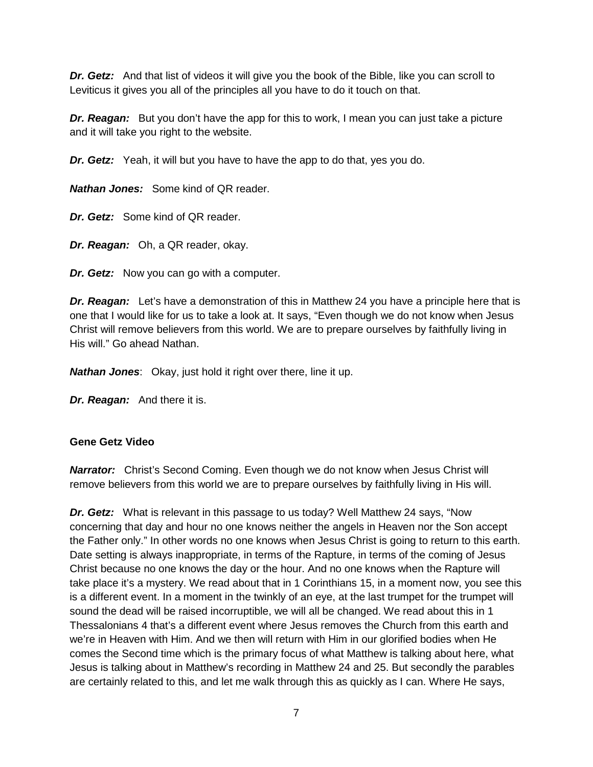***Dr. Getz:*** And that list of videos it will give you the book of the Bible, like you can scroll to Leviticus it gives you all of the principles all you have to do it touch on that.

***Dr. Reagan:*** But you don't have the app for this to work, I mean you can just take a picture and it will take you right to the website.

***Dr. Getz:*** Yeah, it will but you have to have the app to do that, yes you do.

***Nathan Jones:*** Some kind of QR reader.

***Dr. Getz:*** Some kind of QR reader.

***Dr. Reagan:*** Oh, a QR reader, okay.

***Dr. Getz:*** Now you can go with a computer.

***Dr. Reagan:*** Let's have a demonstration of this in Matthew 24 you have a principle here that is one that I would like for us to take a look at. It says, "Even though we do not know when Jesus Christ will remove believers from this world. We are to prepare ourselves by faithfully living in His will." Go ahead Nathan.

***Nathan Jones***: Okay, just hold it right over there, line it up.

***Dr. Reagan:*** And there it is.

**Gene Getz Video**

***Narrator:*** Christ's Second Coming. Even though we do not know when Jesus Christ will remove believers from this world we are to prepare ourselves by faithfully living in His will.

***Dr. Getz:*** What is relevant in this passage to us today? Well Matthew 24 says, "Now concerning that day and hour no one knows neither the angels in Heaven nor the Son accept the Father only." In other words no one knows when Jesus Christ is going to return to this earth. Date setting is always inappropriate, in terms of the Rapture, in terms of the coming of Jesus Christ because no one knows the day or the hour. And no one knows when the Rapture will take place it's a mystery. We read about that in 1 Corinthians 15, in a moment now, you see this is a different event. In a moment in the twinkly of an eye, at the last trumpet for the trumpet will sound the dead will be raised incorruptible, we will all be changed. We read about this in 1 Thessalonians 4 that's a different event where Jesus removes the Church from this earth and we're in Heaven with Him. And we then will return with Him in our glorified bodies when He comes the Second time which is the primary focus of what Matthew is talking about here, what Jesus is talking about in Matthew's recording in Matthew 24 and 25. But secondly the parables are certainly related to this, and let me walk through this as quickly as I can. Where He says,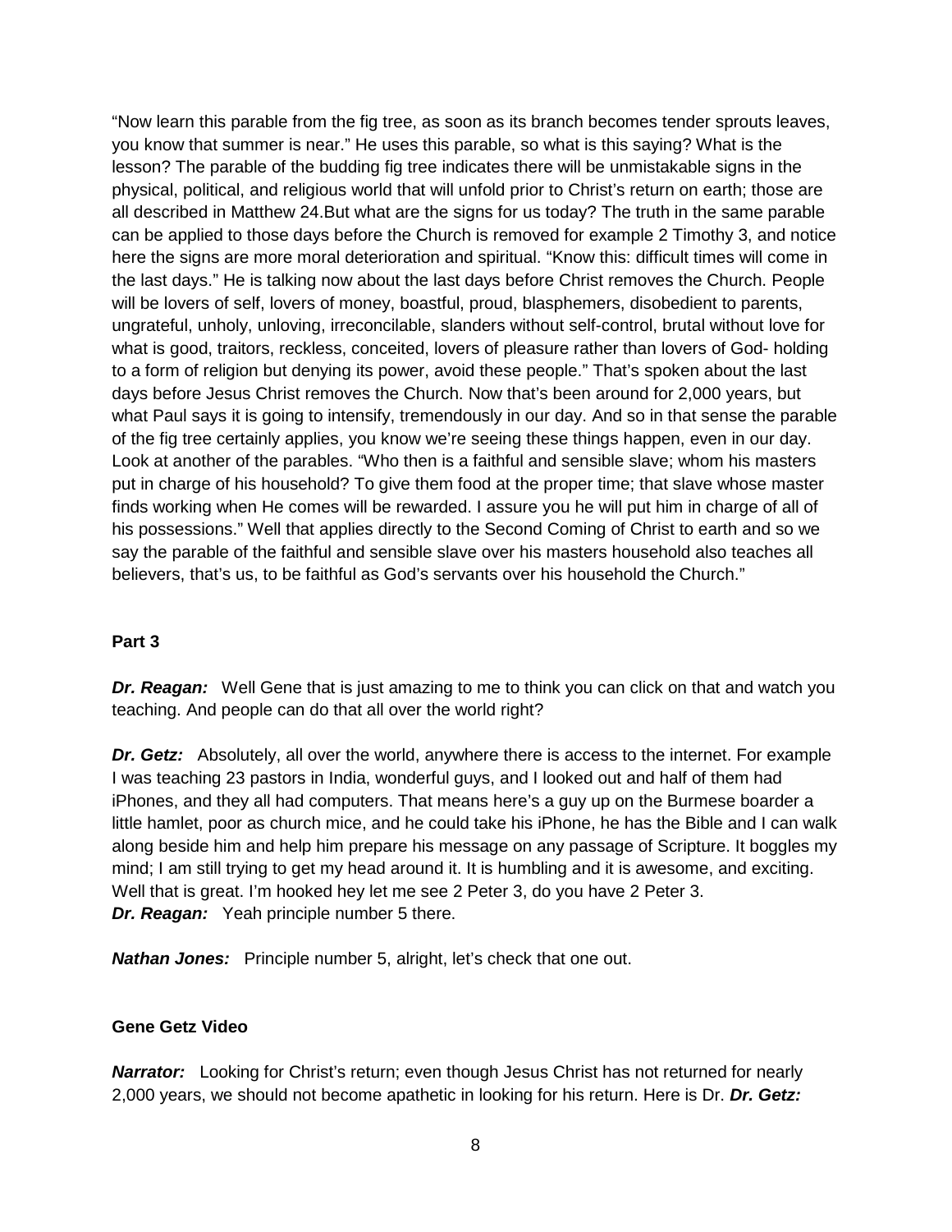"Now learn this parable from the fig tree, as soon as its branch becomes tender sprouts leaves, you know that summer is near." He uses this parable, so what is this saying? What is the lesson? The parable of the budding fig tree indicates there will be unmistakable signs in the physical, political, and religious world that will unfold prior to Christ's return on earth; those are all described in Matthew 24.But what are the signs for us today? The truth in the same parable can be applied to those days before the Church is removed for example 2 Timothy 3, and notice here the signs are more moral deterioration and spiritual. "Know this: difficult times will come in the last days." He is talking now about the last days before Christ removes the Church. People will be lovers of self, lovers of money, boastful, proud, blasphemers, disobedient to parents, ungrateful, unholy, unloving, irreconcilable, slanders without self-control, brutal without love for what is good, traitors, reckless, conceited, lovers of pleasure rather than lovers of God- holding to a form of religion but denying its power, avoid these people." That's spoken about the last days before Jesus Christ removes the Church. Now that's been around for 2,000 years, but what Paul says it is going to intensify, tremendously in our day. And so in that sense the parable of the fig tree certainly applies, you know we're seeing these things happen, even in our day. Look at another of the parables. "Who then is a faithful and sensible slave; whom his masters put in charge of his household? To give them food at the proper time; that slave whose master finds working when He comes will be rewarded. I assure you he will put him in charge of all of his possessions." Well that applies directly to the Second Coming of Christ to earth and so we say the parable of the faithful and sensible slave over his masters household also teaches all believers, that's us, to be faithful as God's servants over his household the Church."

**Part 3**

***Dr. Reagan:*** Well Gene that is just amazing to me to think you can click on that and watch you teaching. And people can do that all over the world right?

***Dr. Getz:*** Absolutely, all over the world, anywhere there is access to the internet. For example I was teaching 23 pastors in India, wonderful guys, and I looked out and half of them had iPhones, and they all had computers. That means here's a guy up on the Burmese boarder a little hamlet, poor as church mice, and he could take his iPhone, he has the Bible and I can walk along beside him and help him prepare his message on any passage of Scripture. It boggles my mind; I am still trying to get my head around it. It is humbling and it is awesome, and exciting. Well that is great. I'm hooked hey let me see 2 Peter 3, do you have 2 Peter 3.

***Dr. Reagan:*** Yeah principle number 5 there.

***Nathan Jones:*** Principle number 5, alright, let's check that one out.

**Gene Getz Video**

***Narrator:*** Looking for Christ's return; even though Jesus Christ has not returned for nearly 2,000 years, we should not become apathetic in looking for his return. Here is Dr. ***Dr. Getz:***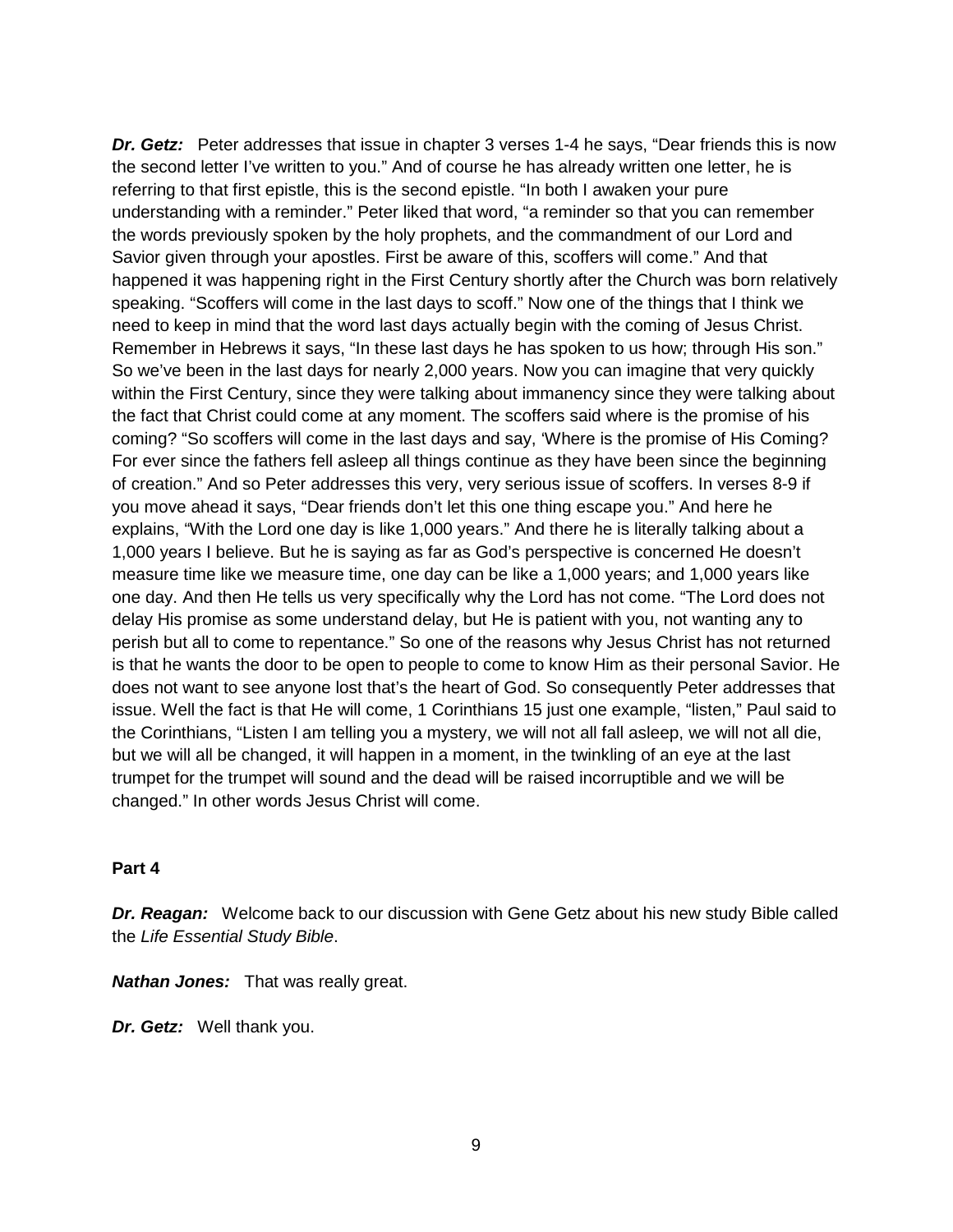***Dr. Getz:*** Peter addresses that issue in chapter 3 verses 1-4 he says, "Dear friends this is now the second letter I've written to you." And of course he has already written one letter, he is referring to that first epistle, this is the second epistle. "In both I awaken your pure understanding with a reminder." Peter liked that word, "a reminder so that you can remember the words previously spoken by the holy prophets, and the commandment of our Lord and Savior given through your apostles. First be aware of this, scoffers will come." And that happened it was happening right in the First Century shortly after the Church was born relatively speaking. "Scoffers will come in the last days to scoff." Now one of the things that I think we need to keep in mind that the word last days actually begin with the coming of Jesus Christ. Remember in Hebrews it says, "In these last days he has spoken to us how; through His son." So we've been in the last days for nearly 2,000 years. Now you can imagine that very quickly within the First Century, since they were talking about immanency since they were talking about the fact that Christ could come at any moment. The scoffers said where is the promise of his coming? "So scoffers will come in the last days and say, 'Where is the promise of His Coming? For ever since the fathers fell asleep all things continue as they have been since the beginning of creation." And so Peter addresses this very, very serious issue of scoffers. In verses 8-9 if you move ahead it says, "Dear friends don't let this one thing escape you." And here he explains, "With the Lord one day is like 1,000 years." And there he is literally talking about a 1,000 years I believe. But he is saying as far as God's perspective is concerned He doesn't measure time like we measure time, one day can be like a 1,000 years; and 1,000 years like one day. And then He tells us very specifically why the Lord has not come. "The Lord does not delay His promise as some understand delay, but He is patient with you, not wanting any to perish but all to come to repentance." So one of the reasons why Jesus Christ has not returned is that he wants the door to be open to people to come to know Him as their personal Savior. He does not want to see anyone lost that's the heart of God. So consequently Peter addresses that issue. Well the fact is that He will come, 1 Corinthians 15 just one example, "listen," Paul said to the Corinthians, "Listen I am telling you a mystery, we will not all fall asleep, we will not all die, but we will all be changed, it will happen in a moment, in the twinkling of an eye at the last trumpet for the trumpet will sound and the dead will be raised incorruptible and we will be changed." In other words Jesus Christ will come.

**Part 4**

***Dr. Reagan:*** Welcome back to our discussion with Gene Getz about his new study Bible called the *Life Essential Study Bible*.

***Nathan Jones:*** That was really great.

***Dr. Getz:*** Well thank you.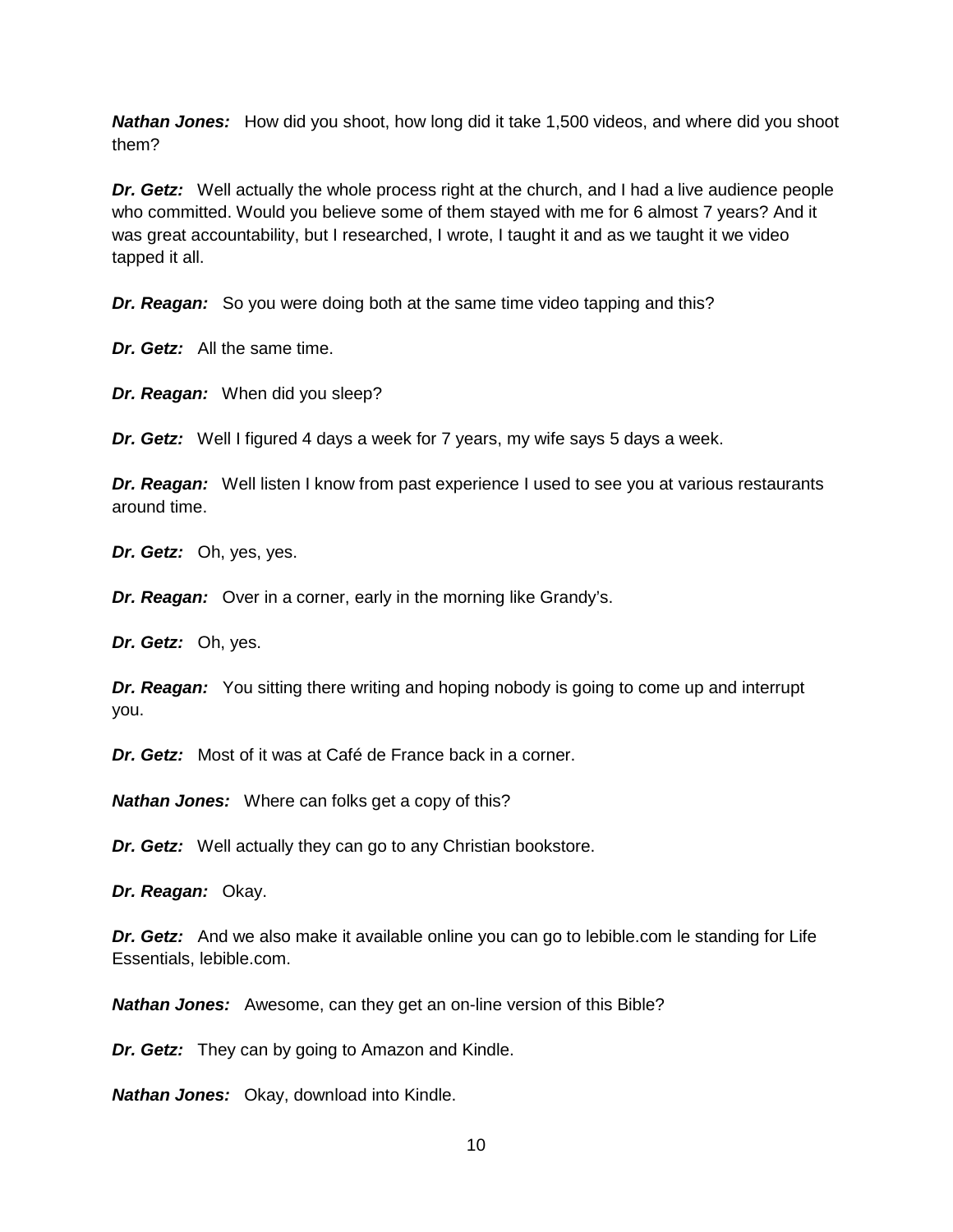***Nathan Jones:*** How did you shoot, how long did it take 1,500 videos, and where did you shoot them?

***Dr. Getz:*** Well actually the whole process right at the church, and I had a live audience people who committed. Would you believe some of them stayed with me for 6 almost 7 years? And it was great accountability, but I researched, I wrote, I taught it and as we taught it we video tapped it all.

***Dr. Reagan:*** So you were doing both at the same time video tapping and this?

***Dr. Getz:*** All the same time.

***Dr. Reagan:*** When did you sleep?

***Dr. Getz:*** Well I figured 4 days a week for 7 years, my wife says 5 days a week.

***Dr. Reagan:*** Well listen I know from past experience I used to see you at various restaurants around time.

***Dr. Getz:*** Oh, yes, yes.

***Dr. Reagan:*** Over in a corner, early in the morning like Grandy's.

***Dr. Getz:*** Oh, yes.

***Dr. Reagan:*** You sitting there writing and hoping nobody is going to come up and interrupt you.

***Dr. Getz:*** Most of it was at Café de France back in a corner.

***Nathan Jones:*** Where can folks get a copy of this?

***Dr. Getz:*** Well actually they can go to any Christian bookstore.

***Dr. Reagan:*** Okay.

***Dr. Getz:*** And we also make it available online you can go to lebible.com le standing for Life Essentials, lebible.com.

***Nathan Jones:*** Awesome, can they get an on-line version of this Bible?

***Dr. Getz:*** They can by going to Amazon and Kindle.

***Nathan Jones:*** Okay, download into Kindle.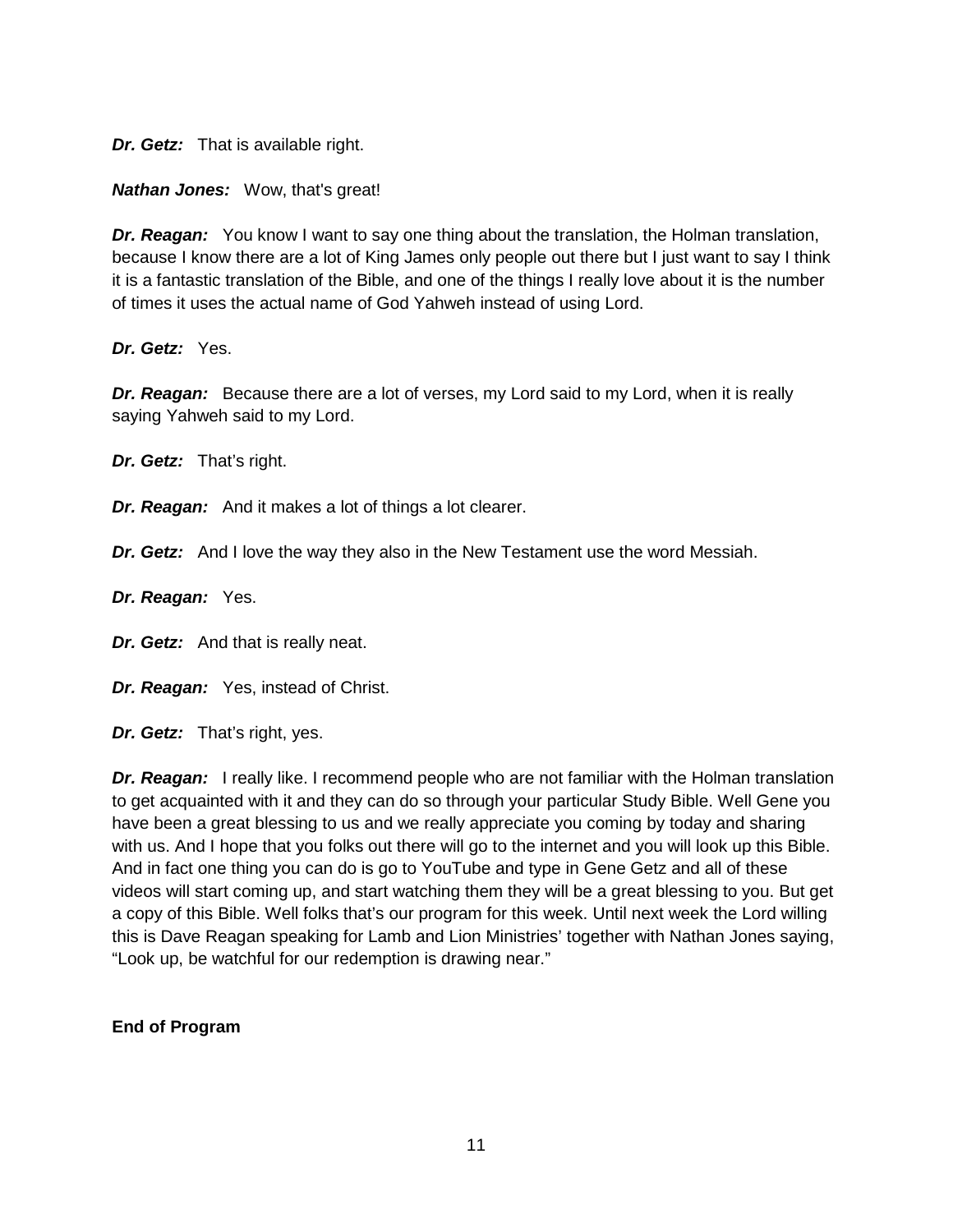***Dr. Getz:*** That is available right.

***Nathan Jones:*** Wow, that's great!

***Dr. Reagan:*** You know I want to say one thing about the translation, the Holman translation, because I know there are a lot of King James only people out there but I just want to say I think it is a fantastic translation of the Bible, and one of the things I really love about it is the number of times it uses the actual name of God Yahweh instead of using Lord.

***Dr. Getz:*** Yes.

***Dr. Reagan:*** Because there are a lot of verses, my Lord said to my Lord, when it is really saying Yahweh said to my Lord.

***Dr. Getz:*** That's right.

***Dr. Reagan:*** And it makes a lot of things a lot clearer.

***Dr. Getz:*** And I love the way they also in the New Testament use the word Messiah.

***Dr. Reagan:*** Yes.

***Dr. Getz:*** And that is really neat.

***Dr. Reagan:*** Yes, instead of Christ.

***Dr. Getz:*** That's right, yes.

***Dr. Reagan:*** I really like. I recommend people who are not familiar with the Holman translation to get acquainted with it and they can do so through your particular Study Bible. Well Gene you have been a great blessing to us and we really appreciate you coming by today and sharing with us. And I hope that you folks out there will go to the internet and you will look up this Bible. And in fact one thing you can do is go to YouTube and type in Gene Getz and all of these videos will start coming up, and start watching them they will be a great blessing to you. But get a copy of this Bible. Well folks that's our program for this week. Until next week the Lord willing this is Dave Reagan speaking for Lamb and Lion Ministries' together with Nathan Jones saying, "Look up, be watchful for our redemption is drawing near."

**End of Program**